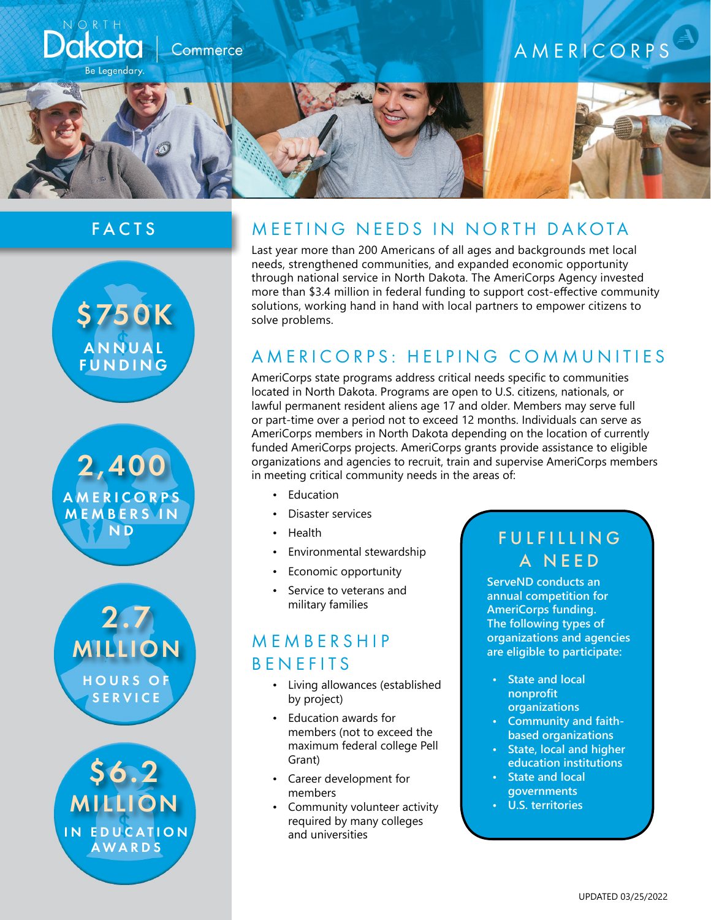NORTH Dakota | Commerce

Be Legendary.

AMERICORPS

## FACTS

**$750K** ANNUAL FUNDING

**2,400** AMERICORPS MEMBERS IN ND

**2.7 MILLION** HOURS OF SERVICE

**$6.2 MILLION** IN EDUCATION AWARDS

## MEETING NEEDS IN NORTH DAKOTA

Last year more than 200 Americans of all ages and backgrounds met local needs, strengthened communities, and expanded economic opportunity through national service in North Dakota. The AmeriCorps Agency invested more than $3.4 million in federal funding to support cost-effective community solutions, working hand in hand with local partners to empower citizens to solve problems.

## AMERICORPS: HELPING COMMUNITIES

AmeriCorps state programs address critical needs specific to communities located in North Dakota. Programs are open to U.S. citizens, nationals, or lawful permanent resident aliens age 17 and older. Members may serve full or part-time over a period not to exceed 12 months. Individuals can serve as AmeriCorps members in North Dakota depending on the location of currently funded AmeriCorps projects. AmeriCorps grants provide assistance to eligible organizations and agencies to recruit, train and supervise AmeriCorps members in meeting critical community needs in the areas of:

- Education
- Disaster services
- Health
- Environmental stewardship
- Economic opportunity
- Service to veterans and military families

## MEMBERSHIP BENEFITS

- Living allowances (established by project)
- Education awards for members (not to exceed the maximum federal college Pell Grant)
- Career development for members
- Community volunteer activity required by many colleges and universities

## FULFILLING A NEED

**ServeND conducts an annual competition for AmeriCorps funding. The following types of organizations and agencies are eligible to participate:**

- **State and local nonprofit organizations**
- **Community and faith-based organizations**
- **State, local and higher education institutions**
- **State and local governments**
- **U.S. territories**

UPDATED 03/25/2022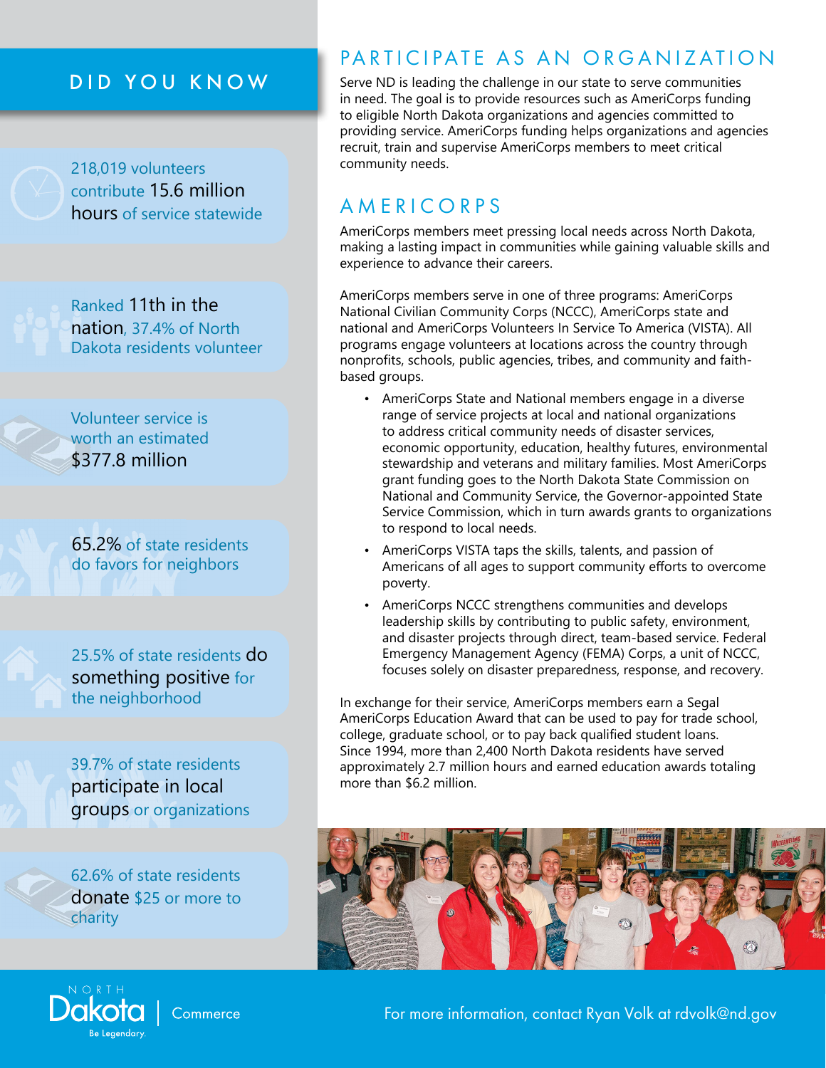## DID YOU KNOW

218,019 volunteers contribute 15.6 million hours of service statewide

Ranked 11th in the nation, 37.4% of North Dakota residents volunteer

Volunteer service is worth an estimated $377.8 million

65.2% of state residents do favors for neighbors

25.5% of state residents do something positive for the neighborhood

39.7% of state residents participate in local groups or organizations

62.6% of state residents donate $25 or more to charity

## PARTICIPATE AS AN ORGANIZATION

Serve ND is leading the challenge in our state to serve communities in need. The goal is to provide resources such as AmeriCorps funding to eligible North Dakota organizations and agencies committed to providing service. AmeriCorps funding helps organizations and agencies recruit, train and supervise AmeriCorps members to meet critical community needs.

## AMERICORPS

AmeriCorps members meet pressing local needs across North Dakota, making a lasting impact in communities while gaining valuable skills and experience to advance their careers.

AmeriCorps members serve in one of three programs: AmeriCorps National Civilian Community Corps (NCCC), AmeriCorps state and national and AmeriCorps Volunteers In Service To America (VISTA). All programs engage volunteers at locations across the country through nonprofits, schools, public agencies, tribes, and community and faith-based groups.

- AmeriCorps State and National members engage in a diverse range of service projects at local and national organizations to address critical community needs of disaster services, economic opportunity, education, healthy futures, environmental stewardship and veterans and military families. Most AmeriCorps grant funding goes to the North Dakota State Commission on National and Community Service, the Governor-appointed State Service Commission, which in turn awards grants to organizations to respond to local needs.
- AmeriCorps VISTA taps the skills, talents, and passion of Americans of all ages to support community efforts to overcome poverty.
- AmeriCorps NCCC strengthens communities and develops leadership skills by contributing to public safety, environment, and disaster projects through direct, team-based service. Federal Emergency Management Agency (FEMA) Corps, a unit of NCCC, focuses solely on disaster preparedness, response, and recovery.

In exchange for their service, AmeriCorps members earn a Segal AmeriCorps Education Award that can be used to pay for trade school, college, graduate school, or to pay back qualified student loans. Since 1994, more than 2,400 North Dakota residents have served approximately 2.7 million hours and earned education awards totaling more than $6.2 million.

North Dakota | Commerce
Be Legendary.

For more information, contact Ryan Volk at rdvolk@nd.gov